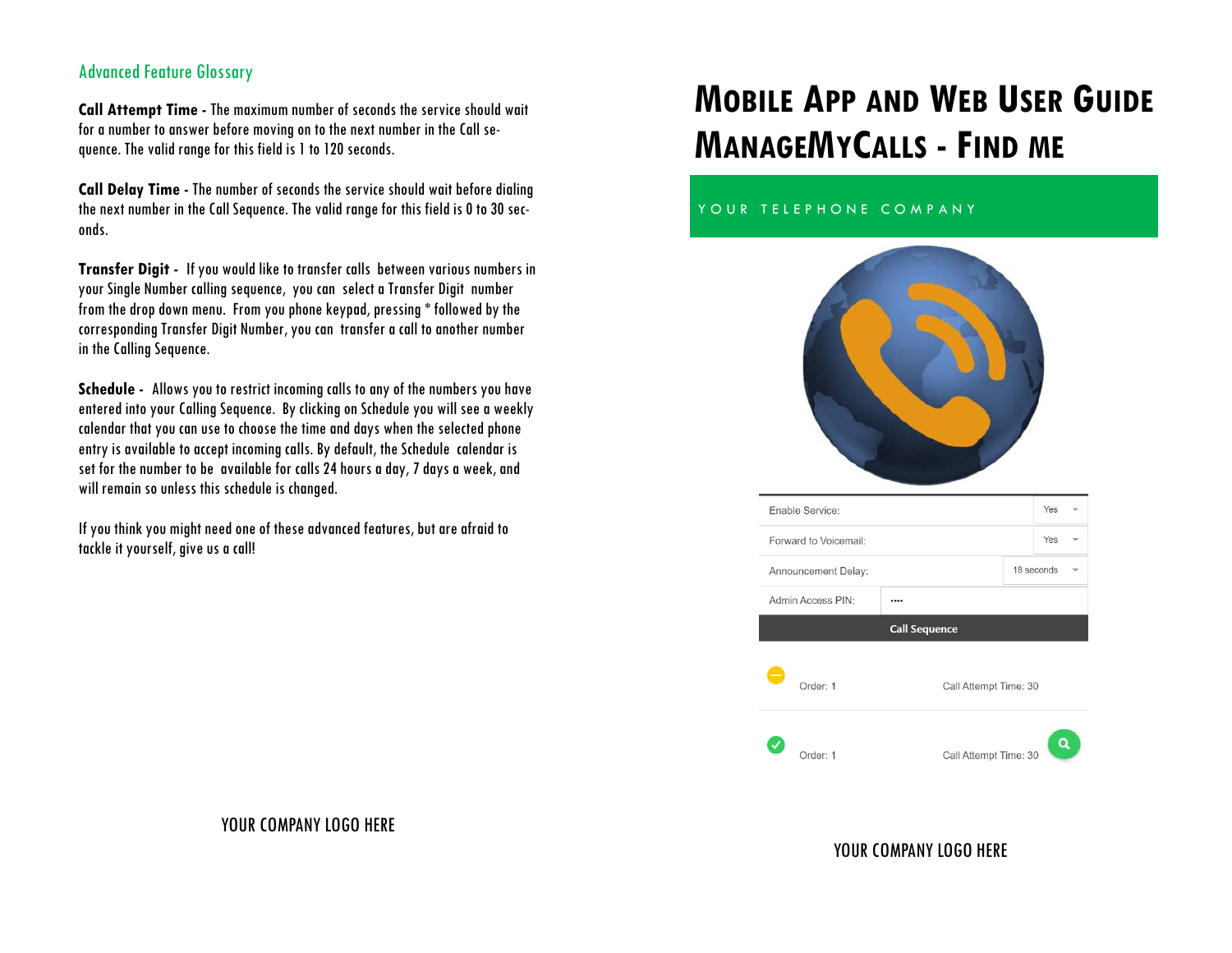## Advanced Feature Glossary

**Call Attempt Time -** The maximum number of seconds the service should wait for a number to answer before moving on to the next number in the Call sequence. The valid range for this field is 1 to 120 seconds.

**Call Delay Time -** The number of seconds the service should wait before dialing the next number in the Call Sequence. The valid range for this field is 0 to 30 seconds.

**Transfer Digit -** If you would like to transfer calls between various numbers in your Single Number calling sequence, you can select a Transfer Digit number from the drop down menu. From you phone keypad, pressing * followed by the corresponding Transfer Digit Number, you can transfer a call to another number in the Calling Sequence.

**Schedule -** Allows you to restrict incoming calls to any of the numbers you have entered into your Calling Sequence. By clicking on Schedule you will see a weekly calendar that you can use to choose the time and days when the selected phone entry is available to accept incoming calls. By default, the Schedule calendar is set for the number to be available for calls 24 hours a day, 7 days a week, and will remain so unless this schedule is changed.

If you think you might need one of these advanced features, but are afraid to tackle it yourself, give us a call!

YOUR COMPANY LOGO HERE

# MOBILE APP AND WEB USER GUIDE MANAGEMYCALLS - FIND ME

YOUR TELEPHONE COMPANY

| | |
|---|---|
| Enable Service: | Yes |
| Forward to Voicemail: | Yes |
| Announcement Delay: | 18 seconds |
| Admin Access PIN: | •••• |

**Call Sequence**

| | |
|---|---|
| Order: 1 | Call Attempt Time: 30 |
| Order: 1 | Call Attempt Time: 30 |

YOUR COMPANY LOGO HERE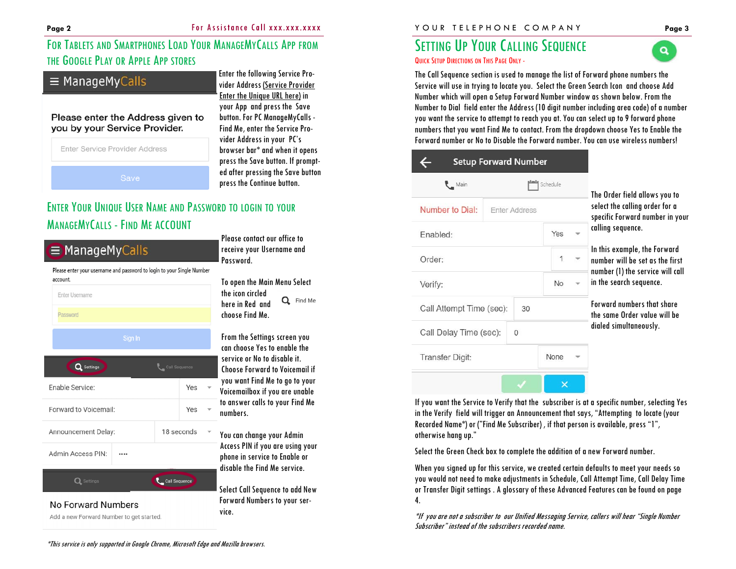## For Tablets and Smartphones Load Your ManageMyCalls App from the Google Play or Apple App Stores

≡ ManageMyCalls

Please enter the Address given to you by your Service Provider.

Enter Service Provider Address

Save

Enter the following Service Provider Address (Service Provider Enter the Unique URL here) in your App and press the Save button. For PC ManageMyCalls - Find Me, enter the Service Provider Address in your PC's browser bar* and when it opens press the Save button. If prompted after pressing the Save button press the Continue button.

## Enter Your Unique User Name and Password to login to your ManageMyCalls - Find Me Account

≡ ManageMyCalls

Please enter your username and password to login to your Single Number account.

Enter Username

Password

Sign In

Please contact our office to receive your Username and Password.

To open the Main Menu Select the icon circled here in Red and choose Find Me.

Find Me

Settings | Call Sequence

| | |
|---|---|
| Enable Service: | Yes |
| Forward to Voicemail: | Yes |
| Announcement Delay: | 18 seconds |
| Admin Access PIN: | •••• |

From the Settings screen you can choose Yes to enable the service or No to disable it. Choose Forward to Voicemail if you want Find Me to go to your Voicemailbox if you are unable to answer calls to your Find Me numbers.

You can change your Admin Access PIN if you are using your phone in service to Enable or disable the Find Me service.

Settings | Call Sequence

No Forward Numbers

Add a new Forward Number to get started.

Select Call Sequence to add New Forward Numbers to your service.

*This service is only supported in Google Chrome, Microsoft Edge and Mozilla browsers.*

## Setting Up Your Calling Sequence

Quick Setup Directions on This Page Only -

The Call Sequence section is used to manage the list of Forward phone numbers the Service will use in trying to locate you. Select the Green Search Icon and choose Add Number which will open a Setup Forward Number window as shown below. From the Number to Dial field enter the Address (10 digit number including area code) of a number you want the service to attempt to reach you at. You can select up to 9 forward phone numbers that you want Find Me to contact. From the dropdown choose Yes to Enable the Forward number or No to Disable the Forward number. You can use wireless numbers!

Setup Forward Number

Main | Schedule

| | |
|---|---|
| Number to Dial: | Enter Address |
| Enabled: | Yes |
| Order: | 1 |
| Verify: | No |
| Call Attempt Time (sec): | 30 |
| Call Delay Time (sec): | 0 |
| Transfer Digit: | None |

The Order field allows you to select the calling order for a specific Forward number in your calling sequence.

In this example, the Forward number will be set as the first number (1) the service will call in the search sequence.

Forward numbers that share the same Order value will be dialed simultaneously.

If you want the Service to Verify that the subscriber is at a specific number, selecting Yes in the Verify field will trigger an Announcement that says, "Attempting to locate (your Recorded Name*) or ("Find Me Subscriber) , if that person is available, press "1", otherwise hang up."

Select the Green Check box to complete the addition of a new Forward number.

When you signed up for this service, we created certain defaults to meet your needs so you would not need to make adjustments in Schedule, Call Attempt Time, Call Delay Time or Transfer Digit settings . A glossary of these Advanced Features can be found on page 4.

*\*If you are not a subscriber to our Unified Messaging Service, callers will hear "Single Number Subscriber" instead of the subscribers recorded name.*